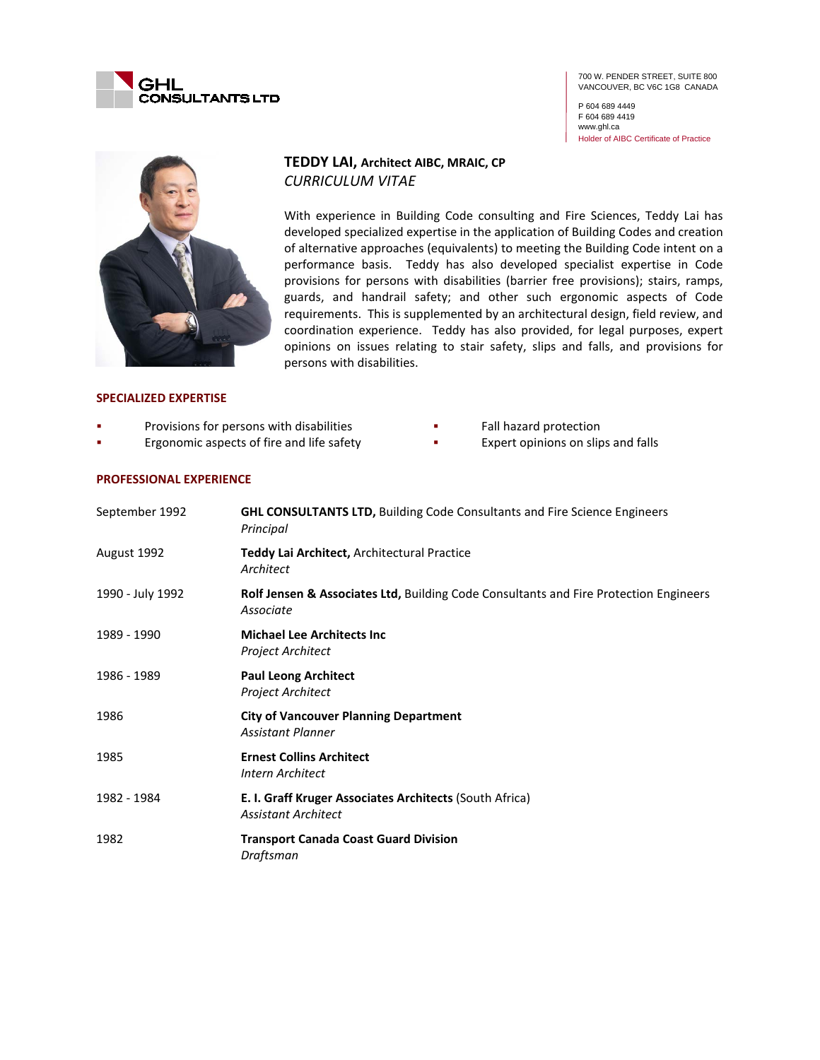GHL CONSULTANTS LTD

700 W. PENDER STREET, SUITE 800
VANCOUVER, BC V6C 1G8 CANADA

P 604 689 4449
F 604 689 4419
www.ghl.ca
Holder of AIBC Certificate of Practice

# TEDDY LAI, Architect AIBC, MRAIC, CP

*CURRICULUM VITAE*

With experience in Building Code consulting and Fire Sciences, Teddy Lai has developed specialized expertise in the application of Building Codes and creation of alternative approaches (equivalents) to meeting the Building Code intent on a performance basis. Teddy has also developed specialist expertise in Code provisions for persons with disabilities (barrier free provisions); stairs, ramps, guards, and handrail safety; and other such ergonomic aspects of Code requirements. This is supplemented by an architectural design, field review, and coordination experience. Teddy has also provided, for legal purposes, expert opinions on issues relating to stair safety, slips and falls, and provisions for persons with disabilities.

## SPECIALIZED EXPERTISE

- Provisions for persons with disabilities
- Ergonomic aspects of fire and life safety
- Fall hazard protection
- Expert opinions on slips and falls

## PROFESSIONAL EXPERIENCE

| | |
|---|---|
| September 1992 | **GHL CONSULTANTS LTD,** Building Code Consultants and Fire Science Engineers<br>*Principal* |
| August 1992 | **Teddy Lai Architect,** Architectural Practice<br>*Architect* |
| 1990 - July 1992 | **Rolf Jensen & Associates Ltd,** Building Code Consultants and Fire Protection Engineers<br>*Associate* |
| 1989 - 1990 | **Michael Lee Architects Inc**<br>*Project Architect* |
| 1986 - 1989 | **Paul Leong Architect**<br>*Project Architect* |
| 1986 | **City of Vancouver Planning Department**<br>*Assistant Planner* |
| 1985 | **Ernest Collins Architect**<br>*Intern Architect* |
| 1982 - 1984 | **E. I. Graff Kruger Associates Architects** (South Africa)<br>*Assistant Architect* |
| 1982 | **Transport Canada Coast Guard Division**<br>*Draftsman* |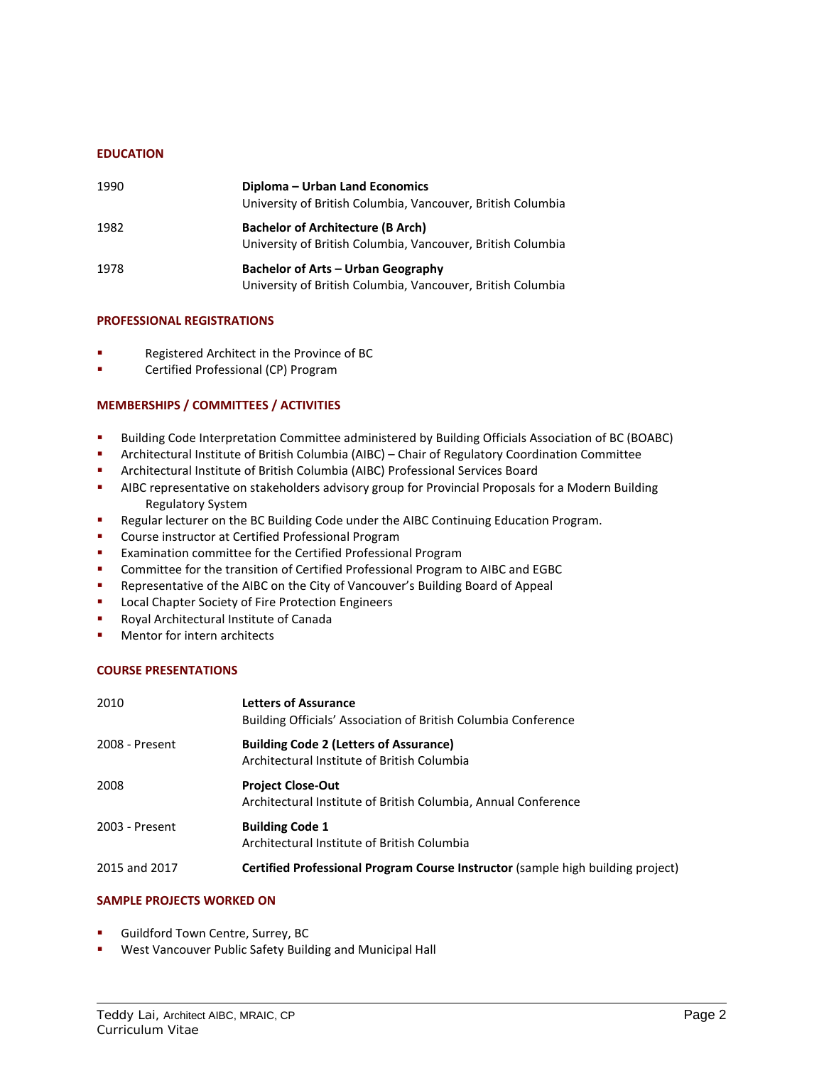## EDUCATION

| | |
|---|---|
| 1990 | **Diploma – Urban Land Economics**<br>University of British Columbia, Vancouver, British Columbia |
| 1982 | **Bachelor of Architecture (B Arch)**<br>University of British Columbia, Vancouver, British Columbia |
| 1978 | **Bachelor of Arts – Urban Geography**<br>University of British Columbia, Vancouver, British Columbia |

## PROFESSIONAL REGISTRATIONS

- Registered Architect in the Province of BC
- Certified Professional (CP) Program

## MEMBERSHIPS / COMMITTEES / ACTIVITIES

- Building Code Interpretation Committee administered by Building Officials Association of BC (BOABC)
- Architectural Institute of British Columbia (AIBC) – Chair of Regulatory Coordination Committee
- Architectural Institute of British Columbia (AIBC) Professional Services Board
- AIBC representative on stakeholders advisory group for Provincial Proposals for a Modern Building Regulatory System
- Regular lecturer on the BC Building Code under the AIBC Continuing Education Program.
- Course instructor at Certified Professional Program
- Examination committee for the Certified Professional Program
- Committee for the transition of Certified Professional Program to AIBC and EGBC
- Representative of the AIBC on the City of Vancouver's Building Board of Appeal
- Local Chapter Society of Fire Protection Engineers
- Royal Architectural Institute of Canada
- Mentor for intern architects

## COURSE PRESENTATIONS

| | |
|---|---|
| 2010 | **Letters of Assurance**<br>Building Officials' Association of British Columbia Conference |
| 2008 - Present | **Building Code 2 (Letters of Assurance)**<br>Architectural Institute of British Columbia |
| 2008 | **Project Close-Out**<br>Architectural Institute of British Columbia, Annual Conference |
| 2003 - Present | **Building Code 1**<br>Architectural Institute of British Columbia |
| 2015 and 2017 | **Certified Professional Program Course Instructor** (sample high building project) |

## SAMPLE PROJECTS WORKED ON

- Guildford Town Centre, Surrey, BC
- West Vancouver Public Safety Building and Municipal Hall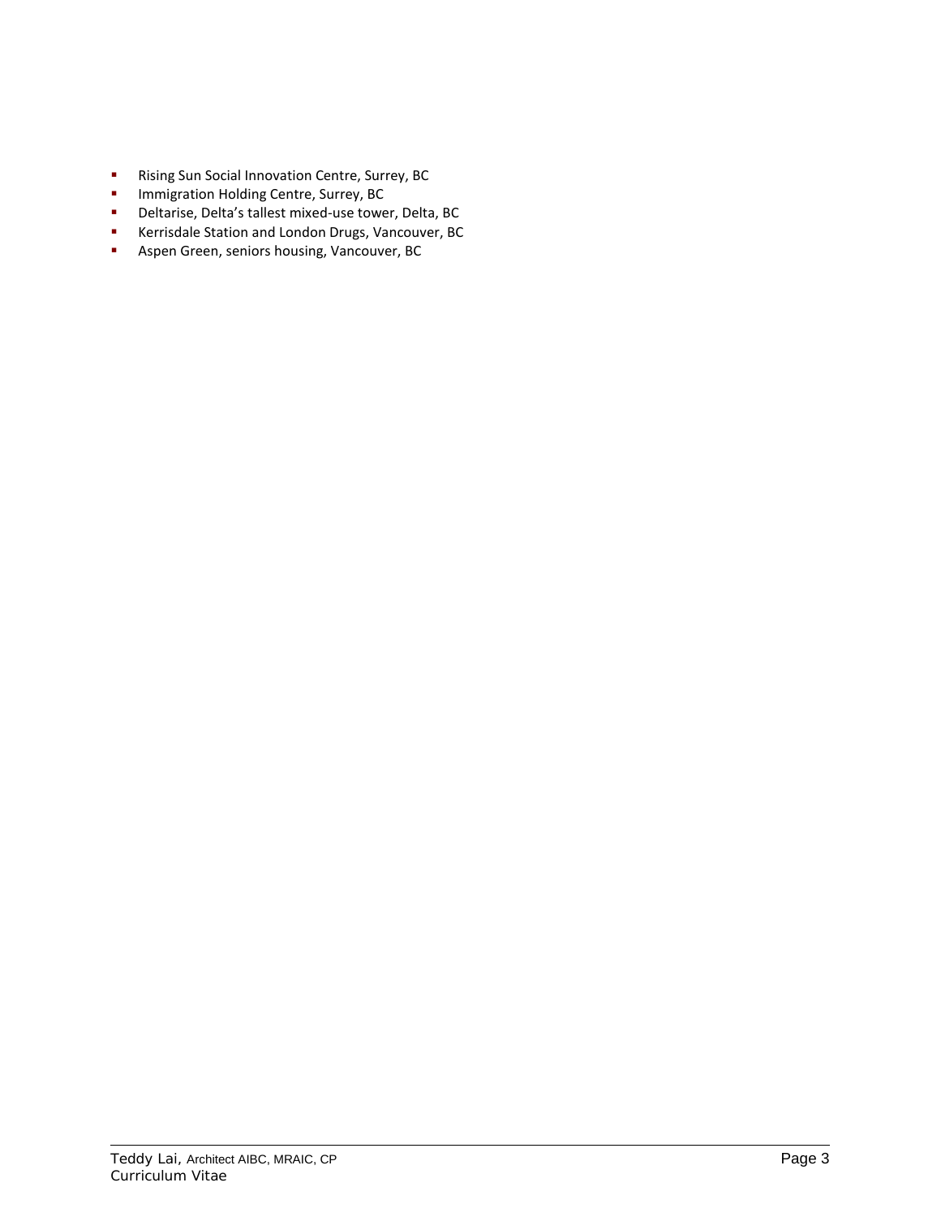- Rising Sun Social Innovation Centre, Surrey, BC
- Immigration Holding Centre, Surrey, BC
- Deltarise, Delta's tallest mixed-use tower, Delta, BC
- Kerrisdale Station and London Drugs, Vancouver, BC
- Aspen Green, seniors housing, Vancouver, BC